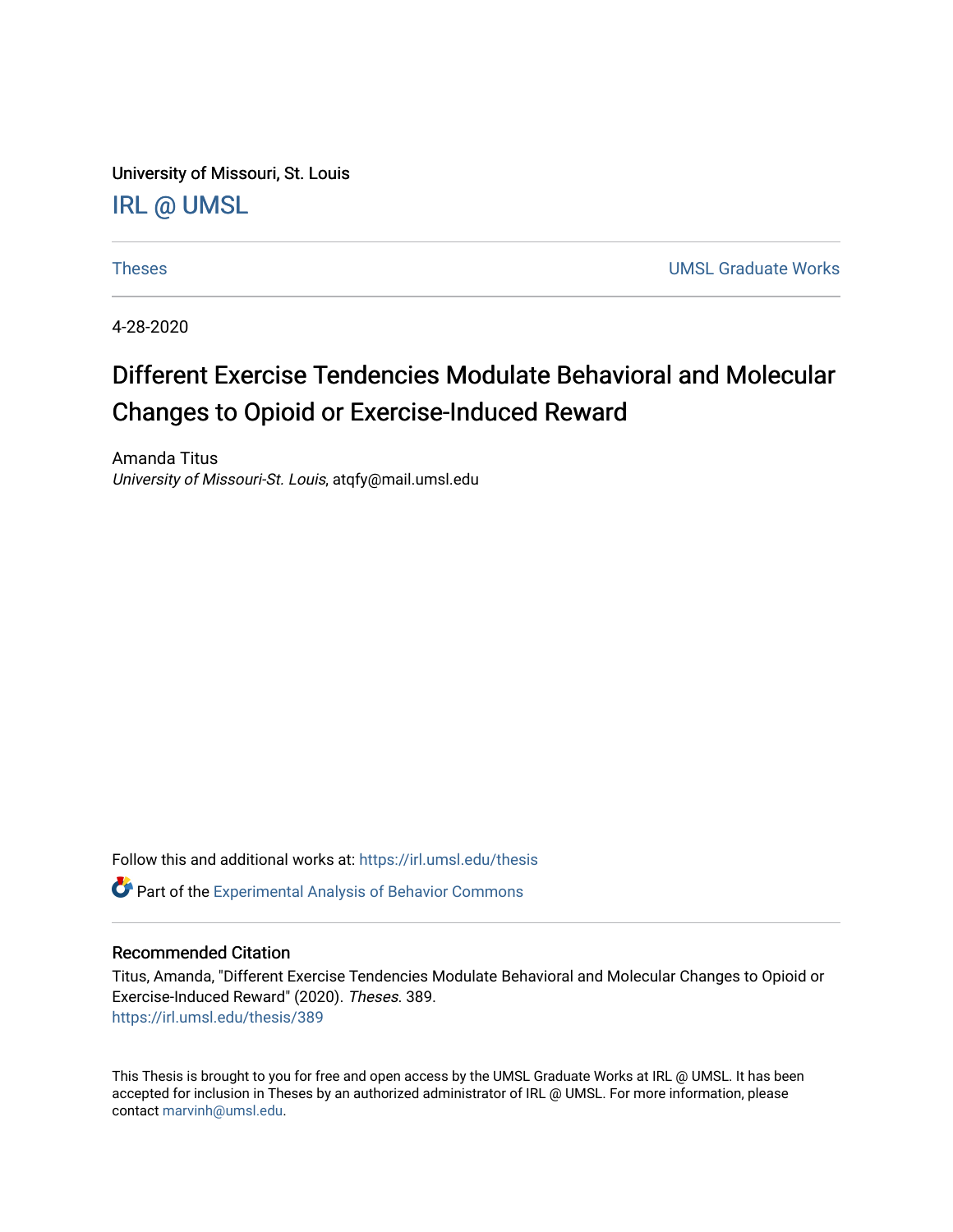University of Missouri, St. Louis

IRL @ UMSL

Theses

UMSL Graduate Works

4-28-2020

# Different Exercise Tendencies Modulate Behavioral and Molecular Changes to Opioid or Exercise-Induced Reward

Amanda Titus
*University of Missouri-St. Louis*, atqfy@mail.umsl.edu

Follow this and additional works at: https://irl.umsl.edu/thesis

Part of the Experimental Analysis of Behavior Commons

## Recommended Citation

Titus, Amanda, "Different Exercise Tendencies Modulate Behavioral and Molecular Changes to Opioid or Exercise-Induced Reward" (2020). *Theses*. 389.
https://irl.umsl.edu/thesis/389

This Thesis is brought to you for free and open access by the UMSL Graduate Works at IRL @ UMSL. It has been accepted for inclusion in Theses by an authorized administrator of IRL @ UMSL. For more information, please contact marvinh@umsl.edu.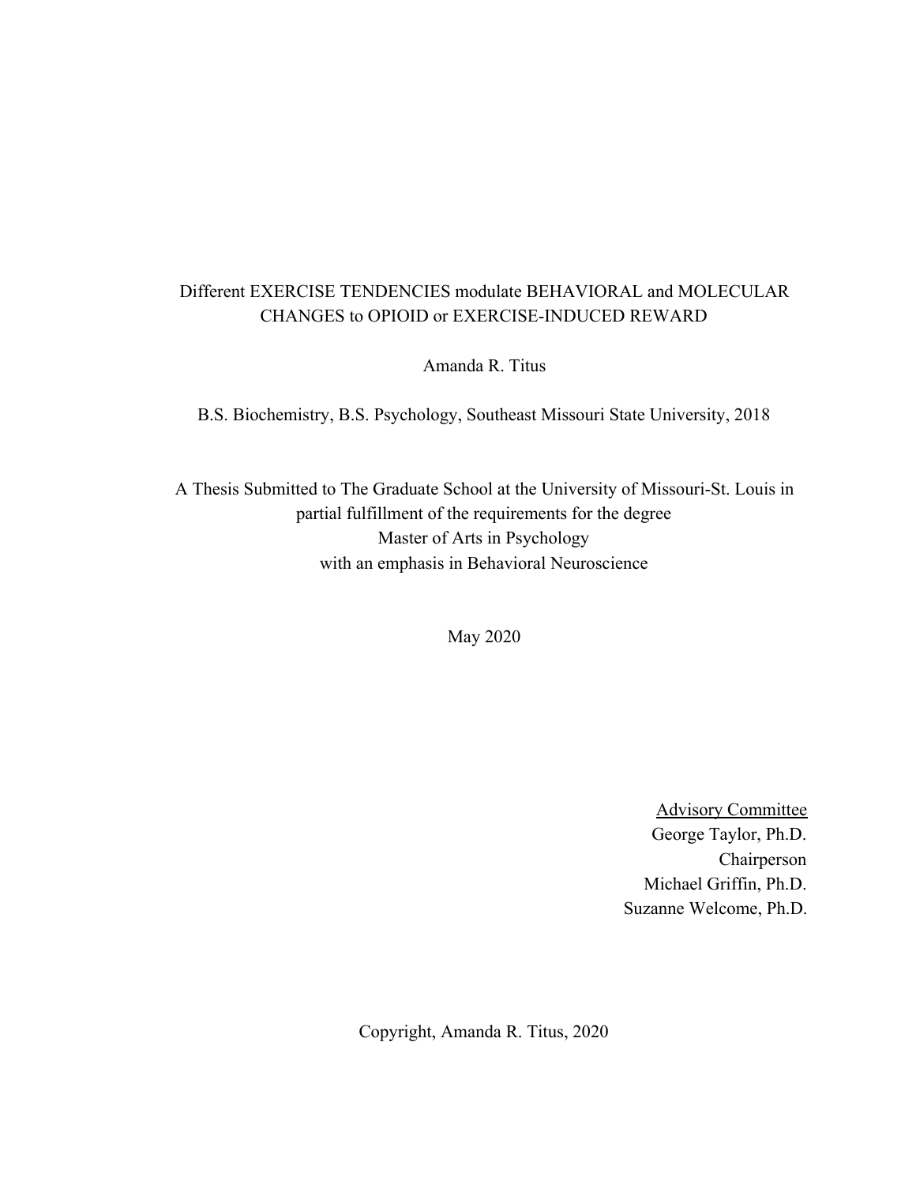Different EXERCISE TENDENCIES modulate BEHAVIORAL and MOLECULAR CHANGES to OPIOID or EXERCISE-INDUCED REWARD

Amanda R. Titus

B.S. Biochemistry, B.S. Psychology, Southeast Missouri State University, 2018

A Thesis Submitted to The Graduate School at the University of Missouri-St. Louis in partial fulfillment of the requirements for the degree
Master of Arts in Psychology
with an emphasis in Behavioral Neuroscience

May 2020

Advisory Committee

George Taylor, Ph.D.
Chairperson

Michael Griffin, Ph.D.

Suzanne Welcome, Ph.D.

Copyright, Amanda R. Titus, 2020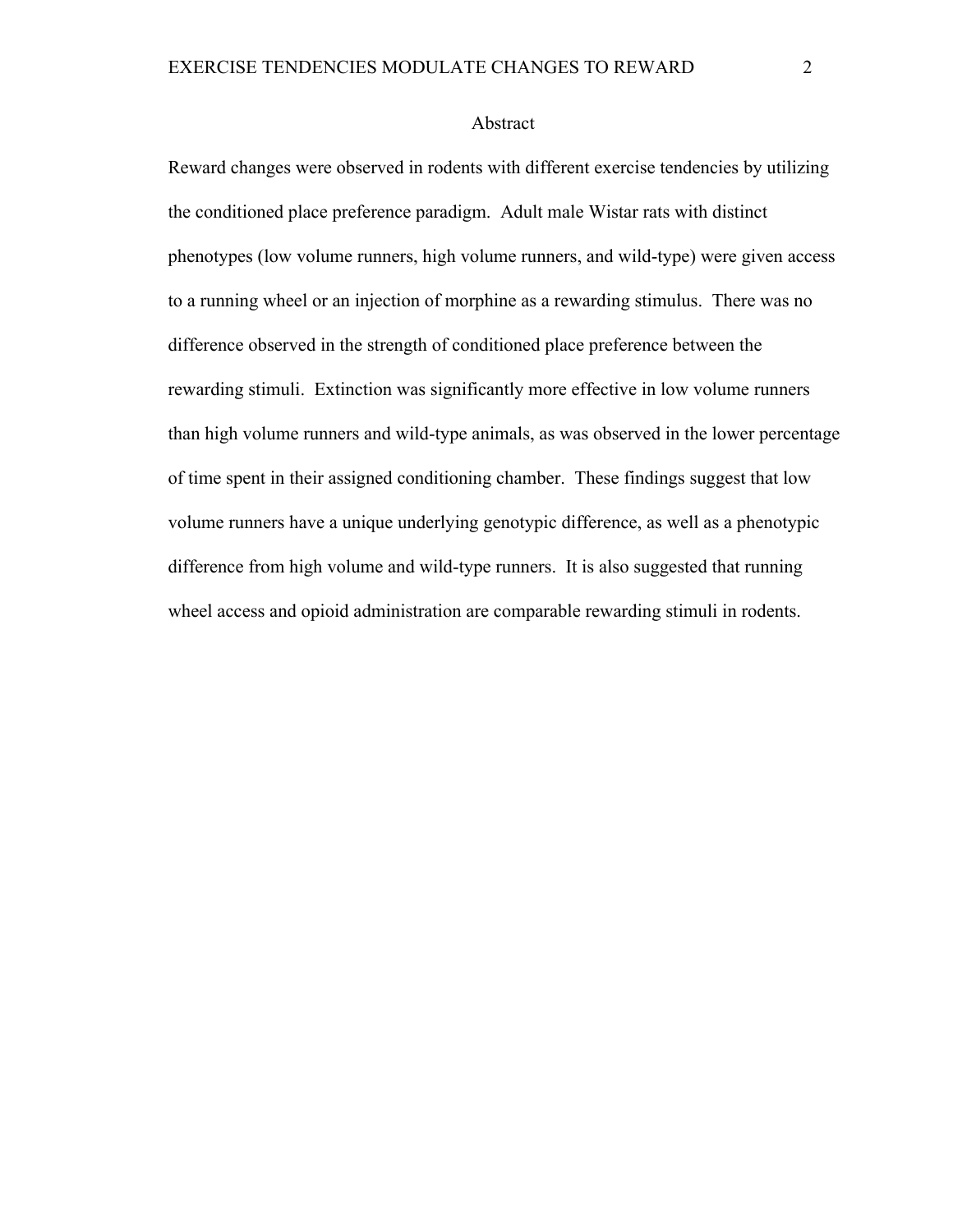# Abstract

Reward changes were observed in rodents with different exercise tendencies by utilizing the conditioned place preference paradigm. Adult male Wistar rats with distinct phenotypes (low volume runners, high volume runners, and wild-type) were given access to a running wheel or an injection of morphine as a rewarding stimulus. There was no difference observed in the strength of conditioned place preference between the rewarding stimuli. Extinction was significantly more effective in low volume runners than high volume runners and wild-type animals, as was observed in the lower percentage of time spent in their assigned conditioning chamber. These findings suggest that low volume runners have a unique underlying genotypic difference, as well as a phenotypic difference from high volume and wild-type runners. It is also suggested that running wheel access and opioid administration are comparable rewarding stimuli in rodents.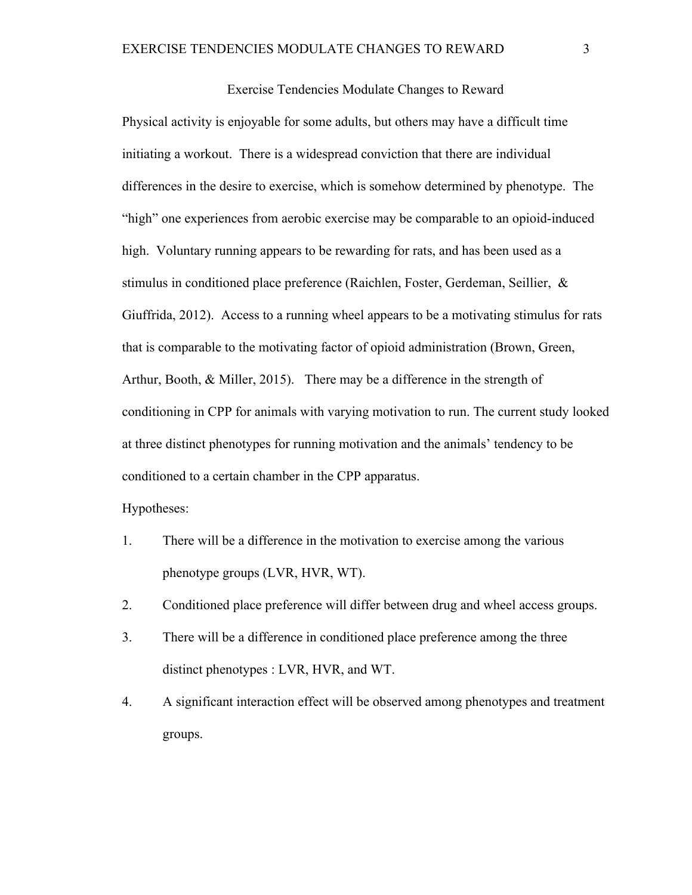# Exercise Tendencies Modulate Changes to Reward

Physical activity is enjoyable for some adults, but others may have a difficult time initiating a workout. There is a widespread conviction that there are individual differences in the desire to exercise, which is somehow determined by phenotype. The "high" one experiences from aerobic exercise may be comparable to an opioid-induced high. Voluntary running appears to be rewarding for rats, and has been used as a stimulus in conditioned place preference (Raichlen, Foster, Gerdeman, Seillier, & Giuffrida, 2012). Access to a running wheel appears to be a motivating stimulus for rats that is comparable to the motivating factor of opioid administration (Brown, Green, Arthur, Booth, & Miller, 2015). There may be a difference in the strength of conditioning in CPP for animals with varying motivation to run. The current study looked at three distinct phenotypes for running motivation and the animals' tendency to be conditioned to a certain chamber in the CPP apparatus.

Hypotheses:

1. There will be a difference in the motivation to exercise among the various phenotype groups (LVR, HVR, WT).
2. Conditioned place preference will differ between drug and wheel access groups.
3. There will be a difference in conditioned place preference among the three distinct phenotypes : LVR, HVR, and WT.
4. A significant interaction effect will be observed among phenotypes and treatment groups.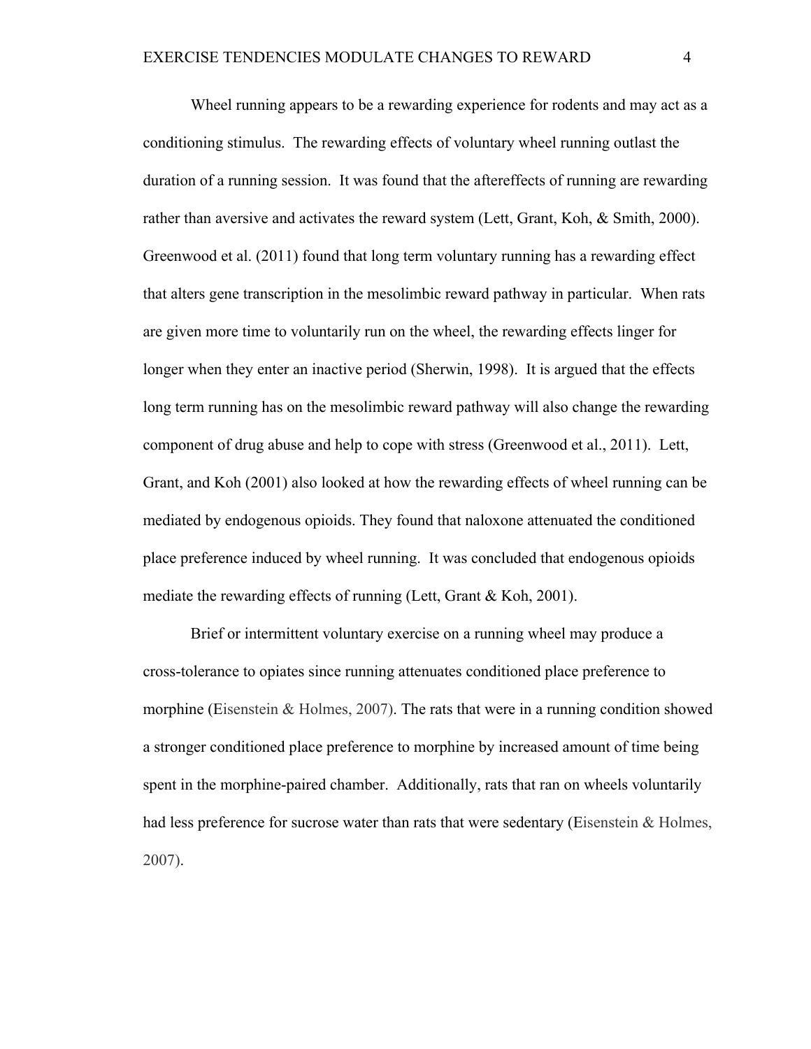Wheel running appears to be a rewarding experience for rodents and may act as a conditioning stimulus. The rewarding effects of voluntary wheel running outlast the duration of a running session. It was found that the aftereffects of running are rewarding rather than aversive and activates the reward system (Lett, Grant, Koh, & Smith, 2000). Greenwood et al. (2011) found that long term voluntary running has a rewarding effect that alters gene transcription in the mesolimbic reward pathway in particular. When rats are given more time to voluntarily run on the wheel, the rewarding effects linger for longer when they enter an inactive period (Sherwin, 1998). It is argued that the effects long term running has on the mesolimbic reward pathway will also change the rewarding component of drug abuse and help to cope with stress (Greenwood et al., 2011). Lett, Grant, and Koh (2001) also looked at how the rewarding effects of wheel running can be mediated by endogenous opioids. They found that naloxone attenuated the conditioned place preference induced by wheel running. It was concluded that endogenous opioids mediate the rewarding effects of running (Lett, Grant & Koh, 2001).

Brief or intermittent voluntary exercise on a running wheel may produce a cross-tolerance to opiates since running attenuates conditioned place preference to morphine (Eisenstein & Holmes, 2007). The rats that were in a running condition showed a stronger conditioned place preference to morphine by increased amount of time being spent in the morphine-paired chamber. Additionally, rats that ran on wheels voluntarily had less preference for sucrose water than rats that were sedentary (Eisenstein & Holmes, 2007).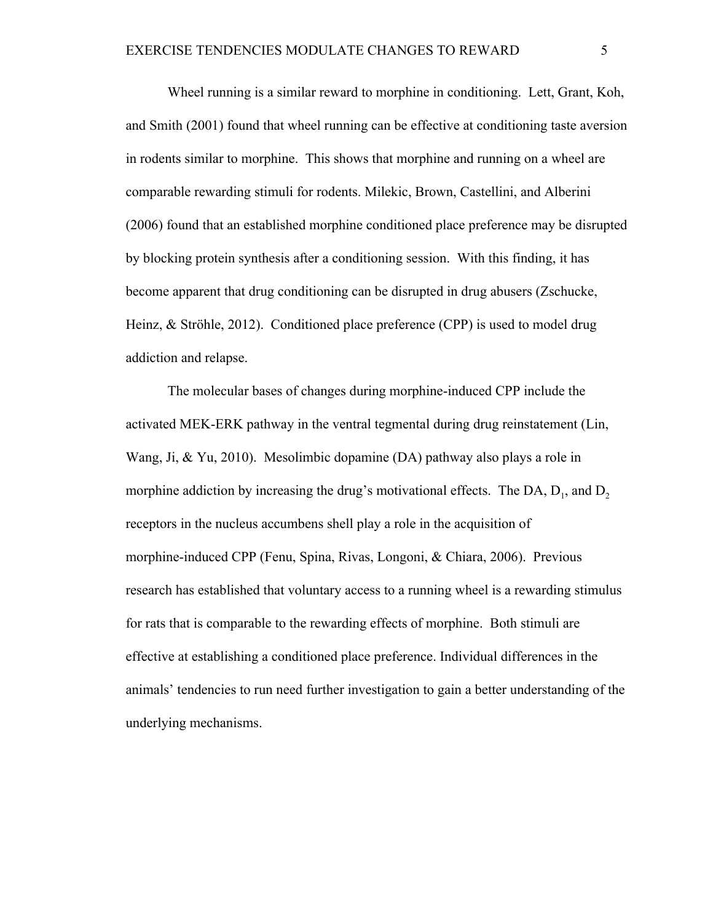Wheel running is a similar reward to morphine in conditioning. Lett, Grant, Koh, and Smith (2001) found that wheel running can be effective at conditioning taste aversion in rodents similar to morphine. This shows that morphine and running on a wheel are comparable rewarding stimuli for rodents. Milekic, Brown, Castellini, and Alberini (2006) found that an established morphine conditioned place preference may be disrupted by blocking protein synthesis after a conditioning session. With this finding, it has become apparent that drug conditioning can be disrupted in drug abusers (Zschucke, Heinz, & Ströhle, 2012). Conditioned place preference (CPP) is used to model drug addiction and relapse.

The molecular bases of changes during morphine-induced CPP include the activated MEK-ERK pathway in the ventral tegmental during drug reinstatement (Lin, Wang, Ji, & Yu, 2010). Mesolimbic dopamine (DA) pathway also plays a role in morphine addiction by increasing the drug's motivational effects. The DA, $D_1$, and $D_2$ receptors in the nucleus accumbens shell play a role in the acquisition of morphine-induced CPP (Fenu, Spina, Rivas, Longoni, & Chiara, 2006). Previous research has established that voluntary access to a running wheel is a rewarding stimulus for rats that is comparable to the rewarding effects of morphine. Both stimuli are effective at establishing a conditioned place preference. Individual differences in the animals' tendencies to run need further investigation to gain a better understanding of the underlying mechanisms.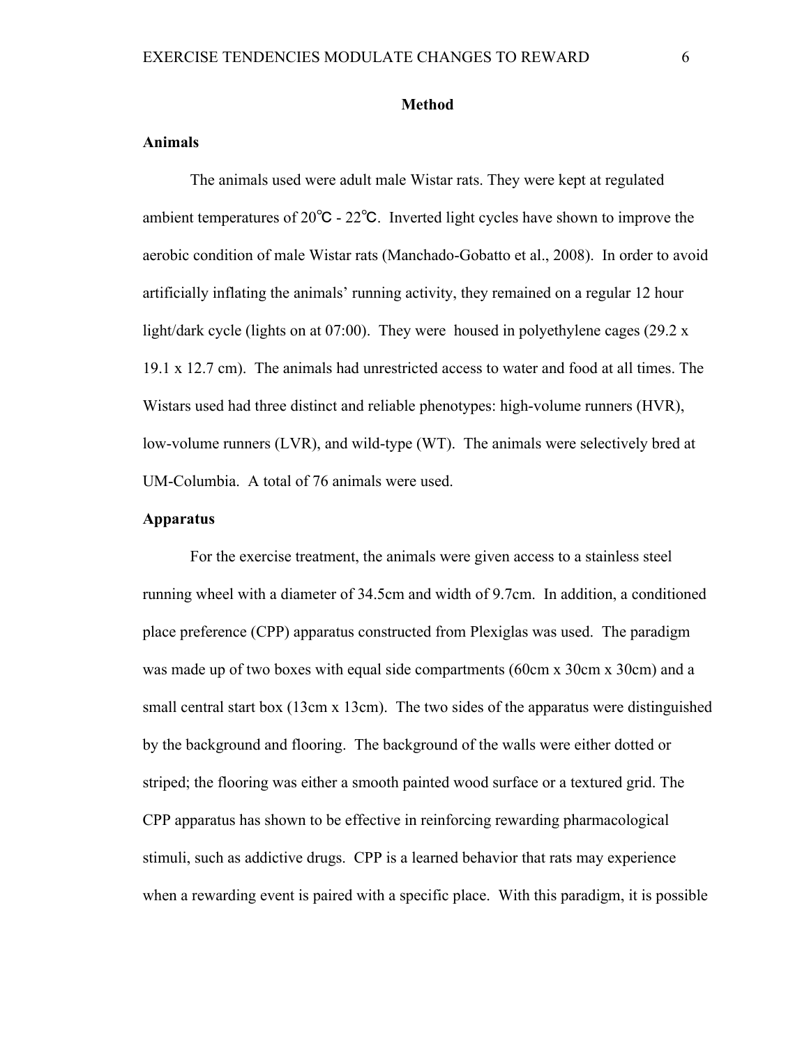## Method

### Animals

The animals used were adult male Wistar rats. They were kept at regulated ambient temperatures of 20℃ - 22℃. Inverted light cycles have shown to improve the aerobic condition of male Wistar rats (Manchado-Gobatto et al., 2008). In order to avoid artificially inflating the animals' running activity, they remained on a regular 12 hour light/dark cycle (lights on at 07:00). They were housed in polyethylene cages (29.2 x 19.1 x 12.7 cm). The animals had unrestricted access to water and food at all times. The Wistars used had three distinct and reliable phenotypes: high-volume runners (HVR), low-volume runners (LVR), and wild-type (WT). The animals were selectively bred at UM-Columbia. A total of 76 animals were used.

### Apparatus

For the exercise treatment, the animals were given access to a stainless steel running wheel with a diameter of 34.5cm and width of 9.7cm. In addition, a conditioned place preference (CPP) apparatus constructed from Plexiglas was used. The paradigm was made up of two boxes with equal side compartments (60cm x 30cm x 30cm) and a small central start box (13cm x 13cm). The two sides of the apparatus were distinguished by the background and flooring. The background of the walls were either dotted or striped; the flooring was either a smooth painted wood surface or a textured grid. The CPP apparatus has shown to be effective in reinforcing rewarding pharmacological stimuli, such as addictive drugs. CPP is a learned behavior that rats may experience when a rewarding event is paired with a specific place. With this paradigm, it is possible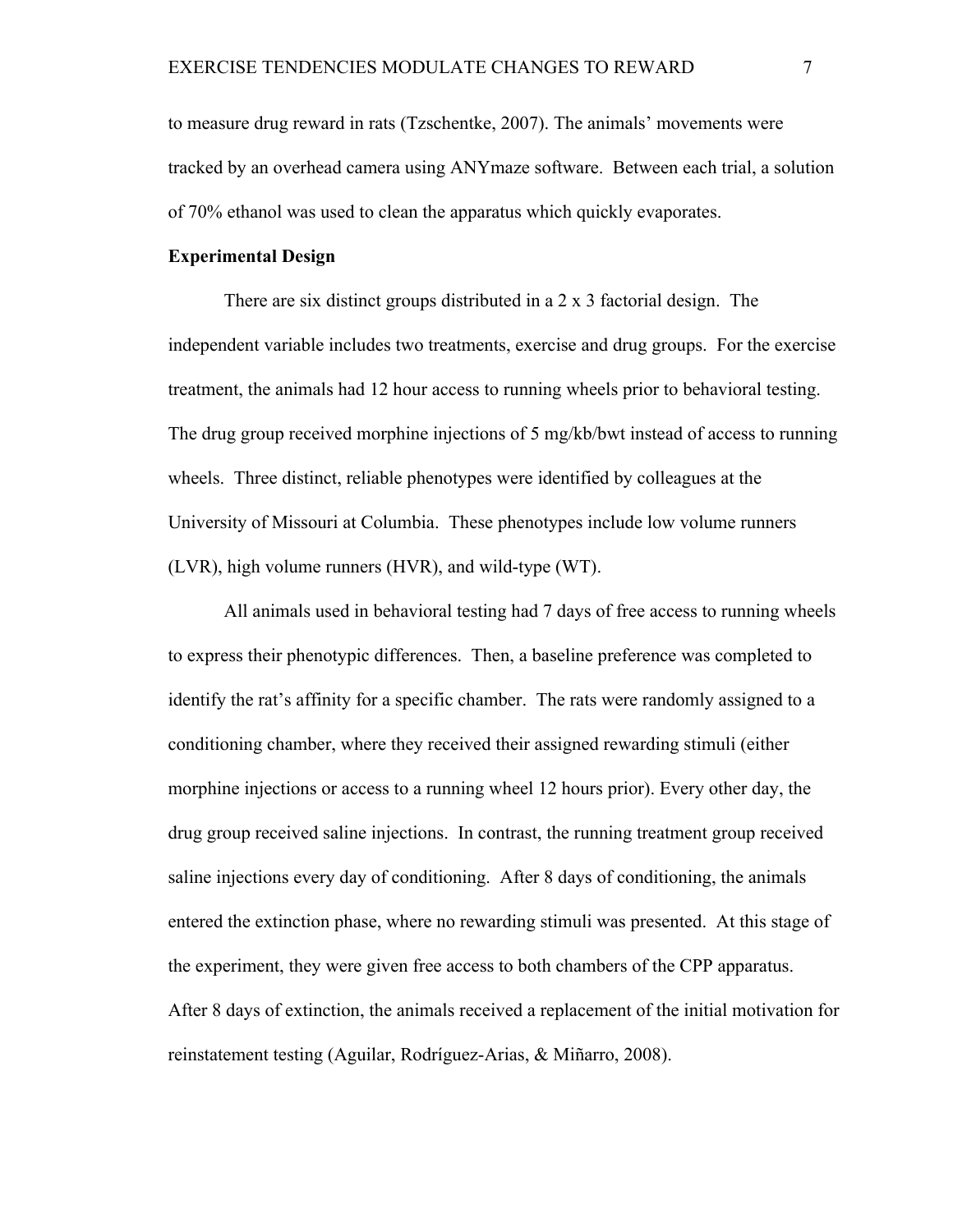to measure drug reward in rats (Tzschentke, 2007). The animals' movements were tracked by an overhead camera using ANYmaze software. Between each trial, a solution of 70% ethanol was used to clean the apparatus which quickly evaporates.

**Experimental Design**

There are six distinct groups distributed in a 2 x 3 factorial design. The independent variable includes two treatments, exercise and drug groups. For the exercise treatment, the animals had 12 hour access to running wheels prior to behavioral testing. The drug group received morphine injections of 5 mg/kb/bwt instead of access to running wheels. Three distinct, reliable phenotypes were identified by colleagues at the University of Missouri at Columbia. These phenotypes include low volume runners (LVR), high volume runners (HVR), and wild-type (WT).

All animals used in behavioral testing had 7 days of free access to running wheels to express their phenotypic differences. Then, a baseline preference was completed to identify the rat's affinity for a specific chamber. The rats were randomly assigned to a conditioning chamber, where they received their assigned rewarding stimuli (either morphine injections or access to a running wheel 12 hours prior). Every other day, the drug group received saline injections. In contrast, the running treatment group received saline injections every day of conditioning. After 8 days of conditioning, the animals entered the extinction phase, where no rewarding stimuli was presented. At this stage of the experiment, they were given free access to both chambers of the CPP apparatus. After 8 days of extinction, the animals received a replacement of the initial motivation for reinstatement testing (Aguilar, Rodríguez-Arias, & Miñarro, 2008).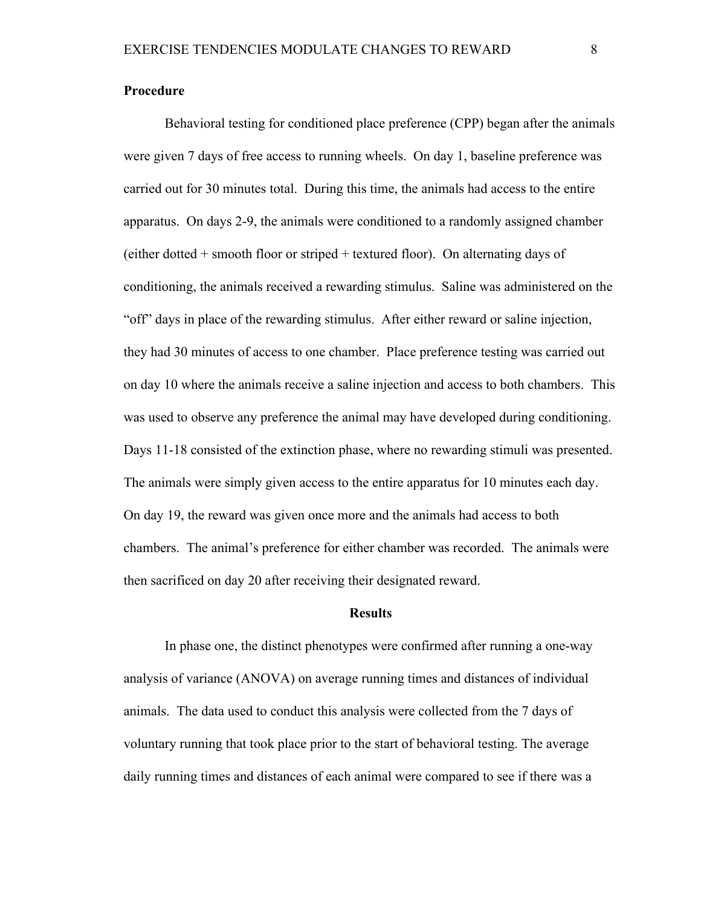**Procedure**

Behavioral testing for conditioned place preference (CPP) began after the animals were given 7 days of free access to running wheels. On day 1, baseline preference was carried out for 30 minutes total. During this time, the animals had access to the entire apparatus. On days 2-9, the animals were conditioned to a randomly assigned chamber (either dotted + smooth floor or striped + textured floor). On alternating days of conditioning, the animals received a rewarding stimulus. Saline was administered on the "off" days in place of the rewarding stimulus. After either reward or saline injection, they had 30 minutes of access to one chamber. Place preference testing was carried out on day 10 where the animals receive a saline injection and access to both chambers. This was used to observe any preference the animal may have developed during conditioning. Days 11-18 consisted of the extinction phase, where no rewarding stimuli was presented. The animals were simply given access to the entire apparatus for 10 minutes each day. On day 19, the reward was given once more and the animals had access to both chambers. The animal's preference for either chamber was recorded. The animals were then sacrificed on day 20 after receiving their designated reward.

## Results

In phase one, the distinct phenotypes were confirmed after running a one-way analysis of variance (ANOVA) on average running times and distances of individual animals. The data used to conduct this analysis were collected from the 7 days of voluntary running that took place prior to the start of behavioral testing. The average daily running times and distances of each animal were compared to see if there was a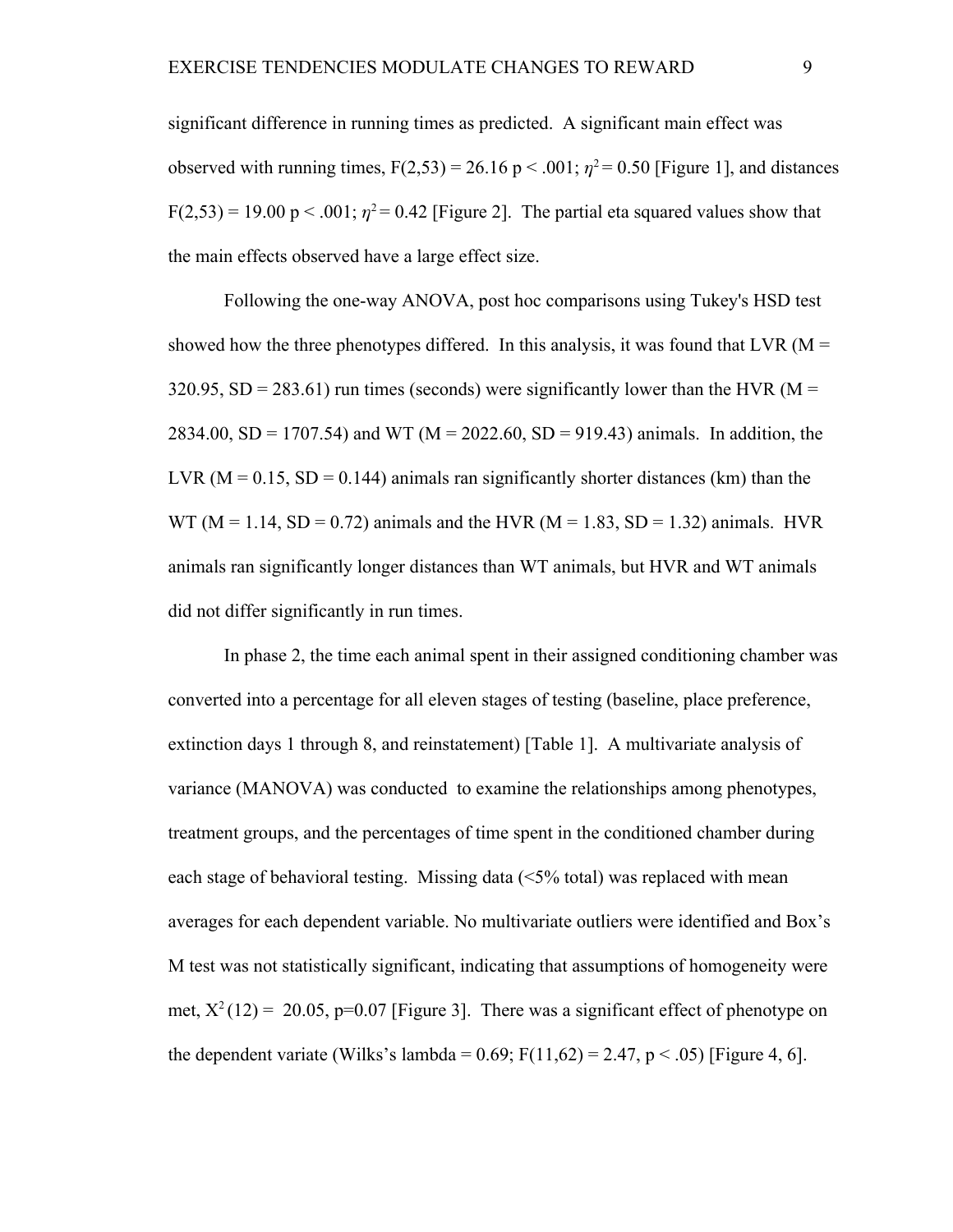significant difference in running times as predicted. A significant main effect was observed with running times, $F(2,53) = 26.16$ $p < .001$; $\eta^2 = 0.50$ [Figure 1], and distances $F(2,53) = 19.00$ $p < .001$; $\eta^2 = 0.42$ [Figure 2]. The partial eta squared values show that the main effects observed have a large effect size.

Following the one-way ANOVA, post hoc comparisons using Tukey's HSD test showed how the three phenotypes differed. In this analysis, it was found that LVR (M = 320.95, SD = 283.61) run times (seconds) were significantly lower than the HVR (M = 2834.00, SD = 1707.54) and WT (M = 2022.60, SD = 919.43) animals. In addition, the LVR (M = 0.15, SD = 0.144) animals ran significantly shorter distances (km) than the WT (M = 1.14, SD = 0.72) animals and the HVR (M = 1.83, SD = 1.32) animals. HVR animals ran significantly longer distances than WT animals, but HVR and WT animals did not differ significantly in run times.

In phase 2, the time each animal spent in their assigned conditioning chamber was converted into a percentage for all eleven stages of testing (baseline, place preference, extinction days 1 through 8, and reinstatement) [Table 1]. A multivariate analysis of variance (MANOVA) was conducted to examine the relationships among phenotypes, treatment groups, and the percentages of time spent in the conditioned chamber during each stage of behavioral testing. Missing data (<5% total) was replaced with mean averages for each dependent variable. No multivariate outliers were identified and Box's M test was not statistically significant, indicating that assumptions of homogeneity were met, $X^2(12) = 20.05$, $p=0.07$ [Figure 3]. There was a significant effect of phenotype on the dependent variate (Wilks's lambda = 0.69; $F(11,62) = 2.47$, $p < .05$) [Figure 4, 6].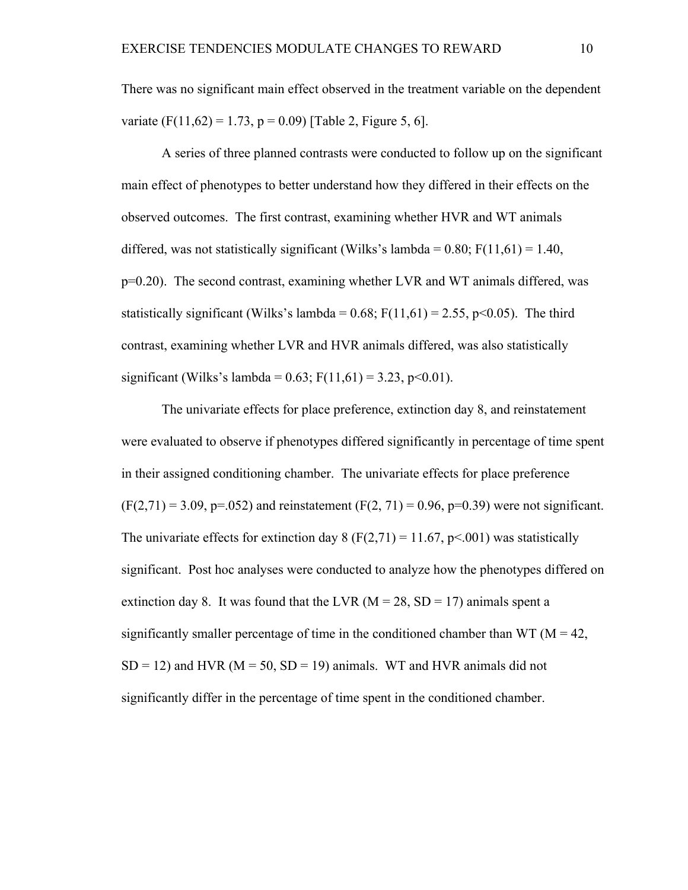There was no significant main effect observed in the treatment variable on the dependent variate ($F(11,62) = 1.73$, $p = 0.09$) [Table 2, Figure 5, 6].

A series of three planned contrasts were conducted to follow up on the significant main effect of phenotypes to better understand how they differed in their effects on the observed outcomes. The first contrast, examining whether HVR and WT animals differed, was not statistically significant (Wilks's lambda = 0.80; $F(11,61) = 1.40$, $p=0.20$). The second contrast, examining whether LVR and WT animals differed, was statistically significant (Wilks's lambda = 0.68; $F(11,61) = 2.55$, $p<0.05$). The third contrast, examining whether LVR and HVR animals differed, was also statistically significant (Wilks's lambda = 0.63; $F(11,61) = 3.23$, $p<0.01$).

The univariate effects for place preference, extinction day 8, and reinstatement were evaluated to observe if phenotypes differed significantly in percentage of time spent in their assigned conditioning chamber. The univariate effects for place preference ($F(2,71) = 3.09$, $p=.052$) and reinstatement ($F(2, 71) = 0.96$, $p=0.39$) were not significant. The univariate effects for extinction day 8 ($F(2,71) = 11.67$, $p<.001$) was statistically significant. Post hoc analyses were conducted to analyze how the phenotypes differed on extinction day 8. It was found that the LVR ($M = 28$, $SD = 17$) animals spent a significantly smaller percentage of time in the conditioned chamber than WT ($M = 42$, $SD = 12$) and HVR ($M = 50$, $SD = 19$) animals. WT and HVR animals did not significantly differ in the percentage of time spent in the conditioned chamber.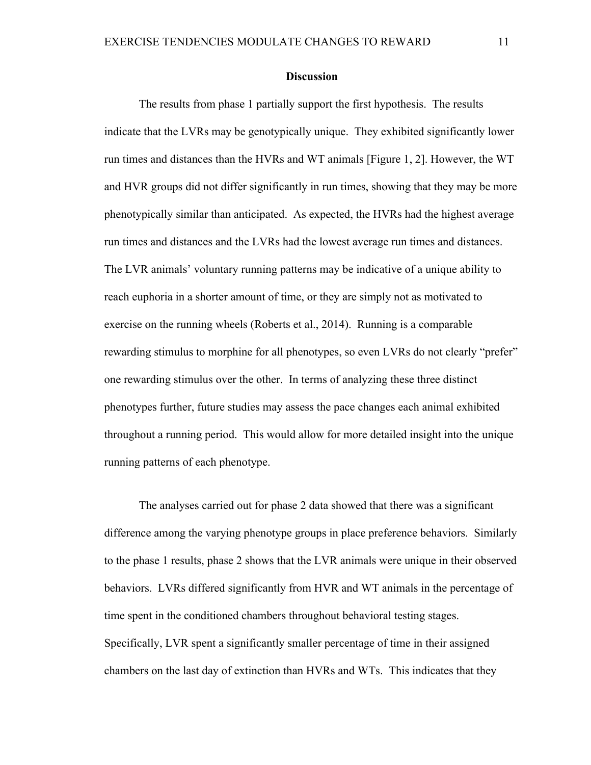## Discussion

The results from phase 1 partially support the first hypothesis. The results indicate that the LVRs may be genotypically unique. They exhibited significantly lower run times and distances than the HVRs and WT animals [Figure 1, 2]. However, the WT and HVR groups did not differ significantly in run times, showing that they may be more phenotypically similar than anticipated. As expected, the HVRs had the highest average run times and distances and the LVRs had the lowest average run times and distances. The LVR animals' voluntary running patterns may be indicative of a unique ability to reach euphoria in a shorter amount of time, or they are simply not as motivated to exercise on the running wheels (Roberts et al., 2014). Running is a comparable rewarding stimulus to morphine for all phenotypes, so even LVRs do not clearly "prefer" one rewarding stimulus over the other. In terms of analyzing these three distinct phenotypes further, future studies may assess the pace changes each animal exhibited throughout a running period. This would allow for more detailed insight into the unique running patterns of each phenotype.

The analyses carried out for phase 2 data showed that there was a significant difference among the varying phenotype groups in place preference behaviors. Similarly to the phase 1 results, phase 2 shows that the LVR animals were unique in their observed behaviors. LVRs differed significantly from HVR and WT animals in the percentage of time spent in the conditioned chambers throughout behavioral testing stages. Specifically, LVR spent a significantly smaller percentage of time in their assigned chambers on the last day of extinction than HVRs and WTs. This indicates that they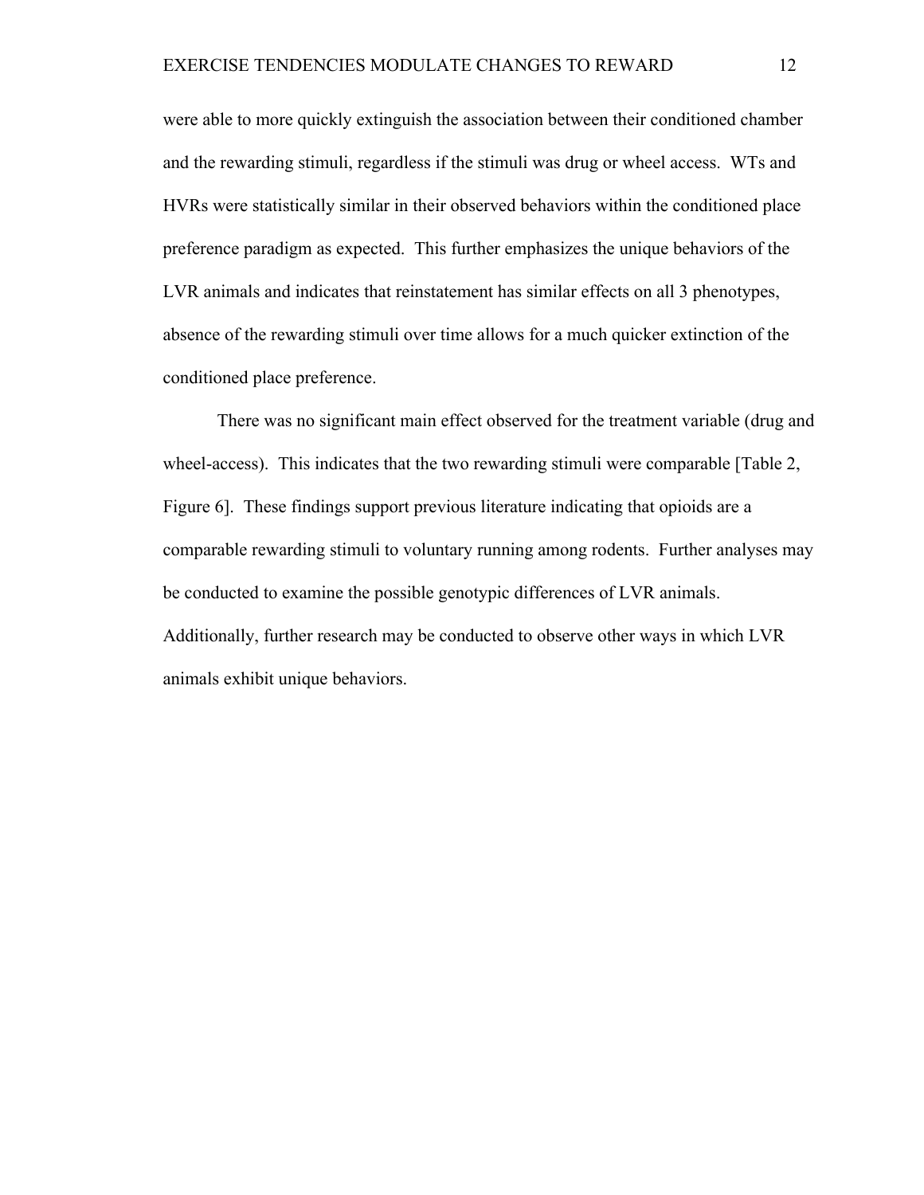were able to more quickly extinguish the association between their conditioned chamber and the rewarding stimuli, regardless if the stimuli was drug or wheel access. WTs and HVRs were statistically similar in their observed behaviors within the conditioned place preference paradigm as expected. This further emphasizes the unique behaviors of the LVR animals and indicates that reinstatement has similar effects on all 3 phenotypes, absence of the rewarding stimuli over time allows for a much quicker extinction of the conditioned place preference.

There was no significant main effect observed for the treatment variable (drug and wheel-access). This indicates that the two rewarding stimuli were comparable [Table 2, Figure 6]. These findings support previous literature indicating that opioids are a comparable rewarding stimuli to voluntary running among rodents. Further analyses may be conducted to examine the possible genotypic differences of LVR animals. Additionally, further research may be conducted to observe other ways in which LVR animals exhibit unique behaviors.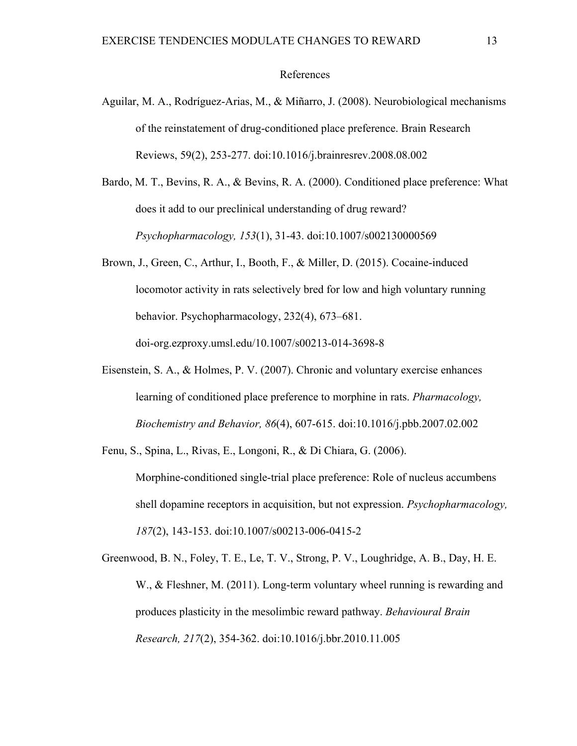# References

Aguilar, M. A., Rodríguez-Arias, M., & Miñarro, J. (2008). Neurobiological mechanisms of the reinstatement of drug-conditioned place preference. Brain Research Reviews, 59(2), 253-277. doi:10.1016/j.brainresrev.2008.08.002

Bardo, M. T., Bevins, R. A., & Bevins, R. A. (2000). Conditioned place preference: What does it add to our preclinical understanding of drug reward? *Psychopharmacology, 153*(1), 31-43. doi:10.1007/s002130000569

Brown, J., Green, C., Arthur, I., Booth, F., & Miller, D. (2015). Cocaine-induced locomotor activity in rats selectively bred for low and high voluntary running behavior. Psychopharmacology, 232(4), 673–681. doi-org.ezproxy.umsl.edu/10.1007/s00213-014-3698-8

Eisenstein, S. A., & Holmes, P. V. (2007). Chronic and voluntary exercise enhances learning of conditioned place preference to morphine in rats. *Pharmacology, Biochemistry and Behavior, 86*(4), 607-615. doi:10.1016/j.pbb.2007.02.002

Fenu, S., Spina, L., Rivas, E., Longoni, R., & Di Chiara, G. (2006). Morphine-conditioned single-trial place preference: Role of nucleus accumbens shell dopamine receptors in acquisition, but not expression. *Psychopharmacology, 187*(2), 143-153. doi:10.1007/s00213-006-0415-2

Greenwood, B. N., Foley, T. E., Le, T. V., Strong, P. V., Loughridge, A. B., Day, H. E. W., & Fleshner, M. (2011). Long-term voluntary wheel running is rewarding and produces plasticity in the mesolimbic reward pathway. *Behavioural Brain Research, 217*(2), 354-362. doi:10.1016/j.bbr.2010.11.005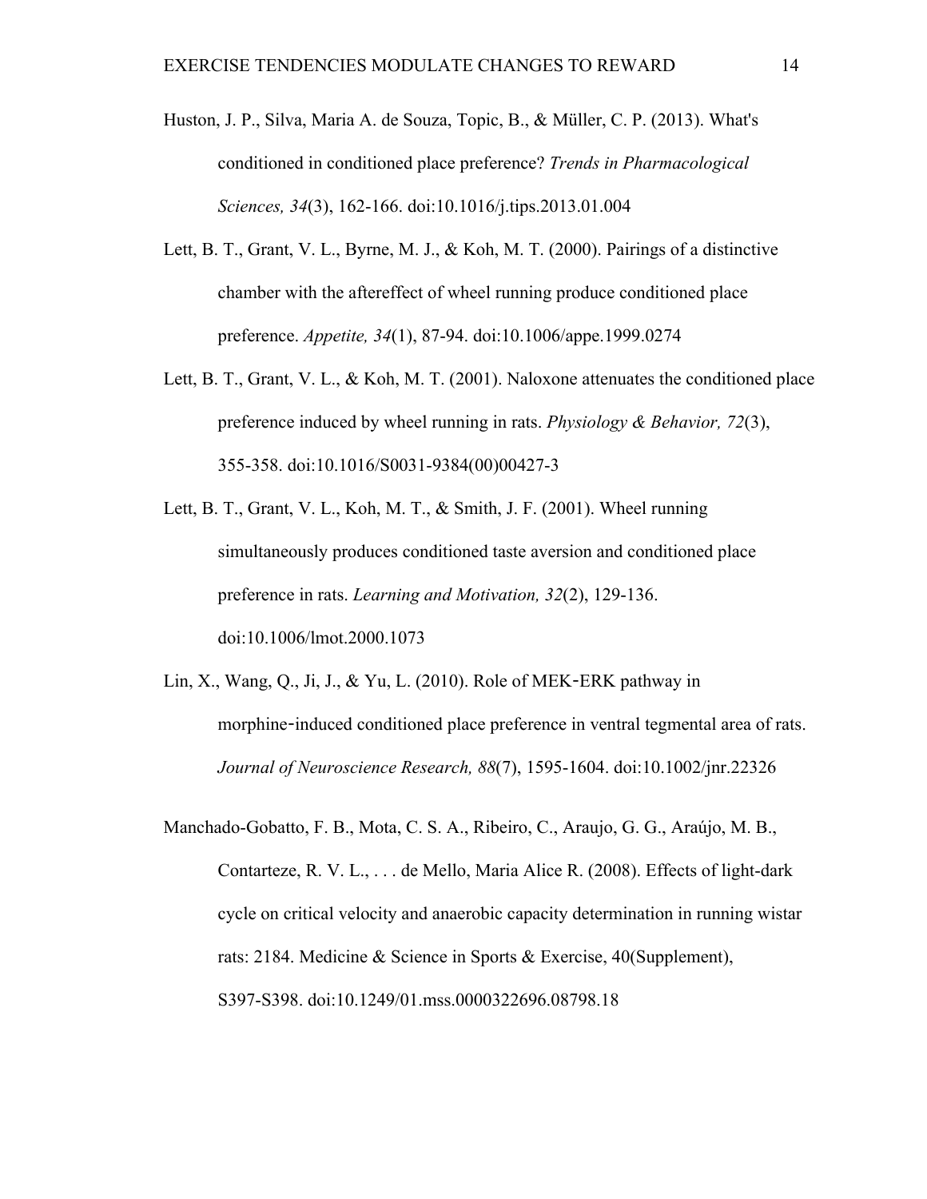Huston, J. P., Silva, Maria A. de Souza, Topic, B., & Müller, C. P. (2013). What's conditioned in conditioned place preference? *Trends in Pharmacological Sciences, 34*(3), 162-166. doi:10.1016/j.tips.2013.01.004

Lett, B. T., Grant, V. L., Byrne, M. J., & Koh, M. T. (2000). Pairings of a distinctive chamber with the aftereffect of wheel running produce conditioned place preference. *Appetite, 34*(1), 87-94. doi:10.1006/appe.1999.0274

Lett, B. T., Grant, V. L., & Koh, M. T. (2001). Naloxone attenuates the conditioned place preference induced by wheel running in rats. *Physiology & Behavior, 72*(3), 355-358. doi:10.1016/S0031-9384(00)00427-3

Lett, B. T., Grant, V. L., Koh, M. T., & Smith, J. F. (2001). Wheel running simultaneously produces conditioned taste aversion and conditioned place preference in rats. *Learning and Motivation, 32*(2), 129-136. doi:10.1006/lmot.2000.1073

Lin, X., Wang, Q., Ji, J., & Yu, L. (2010). Role of MEK‐ERK pathway in morphine‐induced conditioned place preference in ventral tegmental area of rats. *Journal of Neuroscience Research, 88*(7), 1595-1604. doi:10.1002/jnr.22326

Manchado-Gobatto, F. B., Mota, C. S. A., Ribeiro, C., Araujo, G. G., Araújo, M. B., Contarteze, R. V. L., . . . de Mello, Maria Alice R. (2008). Effects of light-dark cycle on critical velocity and anaerobic capacity determination in running wistar rats: 2184. Medicine & Science in Sports & Exercise, 40(Supplement), S397-S398. doi:10.1249/01.mss.0000322696.08798.18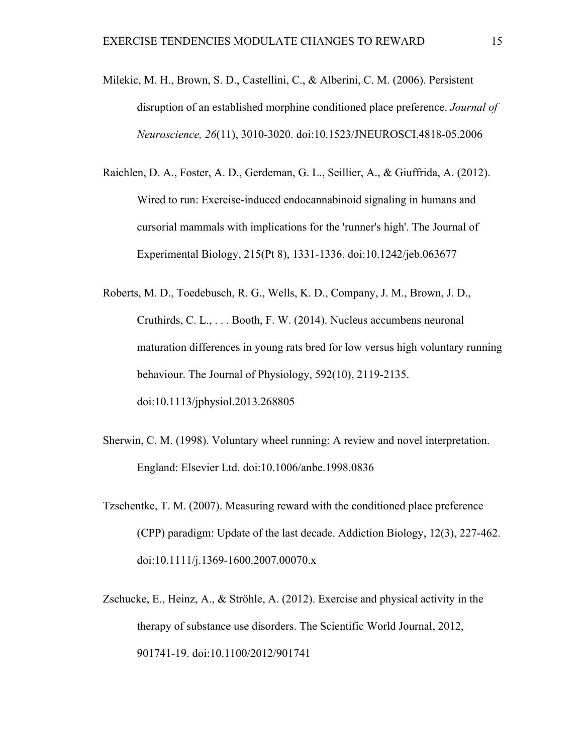Milekic, M. H., Brown, S. D., Castellini, C., & Alberini, C. M. (2006). Persistent disruption of an established morphine conditioned place preference. *Journal of Neuroscience, 26*(11), 3010-3020. doi:10.1523/JNEUROSCI.4818-05.2006

Raichlen, D. A., Foster, A. D., Gerdeman, G. L., Seillier, A., & Giuffrida, A. (2012). Wired to run: Exercise-induced endocannabinoid signaling in humans and cursorial mammals with implications for the 'runner's high'. The Journal of Experimental Biology, 215(Pt 8), 1331-1336. doi:10.1242/jeb.063677

Roberts, M. D., Toedebusch, R. G., Wells, K. D., Company, J. M., Brown, J. D., Cruthirds, C. L., . . . Booth, F. W. (2014). Nucleus accumbens neuronal maturation differences in young rats bred for low versus high voluntary running behaviour. The Journal of Physiology, 592(10), 2119-2135. doi:10.1113/jphysiol.2013.268805

Sherwin, C. M. (1998). Voluntary wheel running: A review and novel interpretation. England: Elsevier Ltd. doi:10.1006/anbe.1998.0836

Tzschentke, T. M. (2007). Measuring reward with the conditioned place preference (CPP) paradigm: Update of the last decade. Addiction Biology, 12(3), 227-462. doi:10.1111/j.1369-1600.2007.00070.x

Zschucke, E., Heinz, A., & Ströhle, A. (2012). Exercise and physical activity in the therapy of substance use disorders. The Scientific World Journal, 2012, 901741-19. doi:10.1100/2012/901741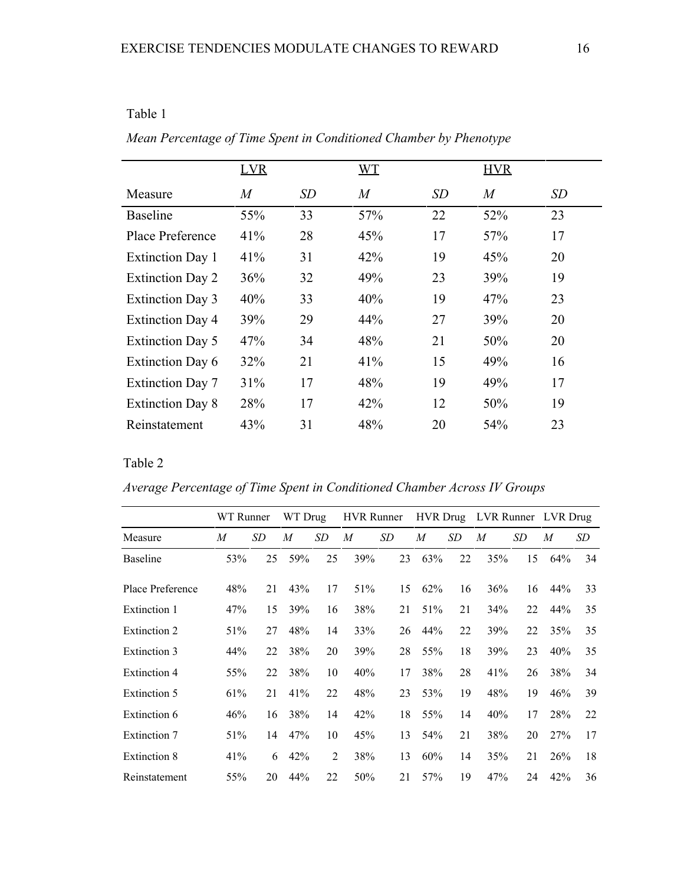Table 1

*Mean Percentage of Time Spent in Conditioned Chamber by Phenotype*

| | LVR | | WT | | HVR | |
|---|---|---|---|---|---|---|
| Measure | *M* | *SD* | *M* | *SD* | *M* | *SD* |
| Baseline | 55% | 33 | 57% | 22 | 52% | 23 |
| Place Preference | 41% | 28 | 45% | 17 | 57% | 17 |
| Extinction Day 1 | 41% | 31 | 42% | 19 | 45% | 20 |
| Extinction Day 2 | 36% | 32 | 49% | 23 | 39% | 19 |
| Extinction Day 3 | 40% | 33 | 40% | 19 | 47% | 23 |
| Extinction Day 4 | 39% | 29 | 44% | 27 | 39% | 20 |
| Extinction Day 5 | 47% | 34 | 48% | 21 | 50% | 20 |
| Extinction Day 6 | 32% | 21 | 41% | 15 | 49% | 16 |
| Extinction Day 7 | 31% | 17 | 48% | 19 | 49% | 17 |
| Extinction Day 8 | 28% | 17 | 42% | 12 | 50% | 19 |
| Reinstatement | 43% | 31 | 48% | 20 | 54% | 23 |

Table 2

*Average Percentage of Time Spent in Conditioned Chamber Across IV Groups*

| | WT Runner | | WT Drug | | HVR Runner | | HVR Drug | | LVR Runner | | LVR Drug | |
|---|---|---|---|---|---|---|---|---|---|---|---|---|
| Measure | *M* | *SD* | *M* | *SD* | *M* | *SD* | *M* | *SD* | *M* | *SD* | *M* | *SD* |
| Baseline | 53% | 25 | 59% | 25 | 39% | 23 | 63% | 22 | 35% | 15 | 64% | 34 |
| Place Preference | 48% | 21 | 43% | 17 | 51% | 15 | 62% | 16 | 36% | 16 | 44% | 33 |
| Extinction 1 | 47% | 15 | 39% | 16 | 38% | 21 | 51% | 21 | 34% | 22 | 44% | 35 |
| Extinction 2 | 51% | 27 | 48% | 14 | 33% | 26 | 44% | 22 | 39% | 22 | 35% | 35 |
| Extinction 3 | 44% | 22 | 38% | 20 | 39% | 28 | 55% | 18 | 39% | 23 | 40% | 35 |
| Extinction 4 | 55% | 22 | 38% | 10 | 40% | 17 | 38% | 28 | 41% | 26 | 38% | 34 |
| Extinction 5 | 61% | 21 | 41% | 22 | 48% | 23 | 53% | 19 | 48% | 19 | 46% | 39 |
| Extinction 6 | 46% | 16 | 38% | 14 | 42% | 18 | 55% | 14 | 40% | 17 | 28% | 22 |
| Extinction 7 | 51% | 14 | 47% | 10 | 45% | 13 | 54% | 21 | 38% | 20 | 27% | 17 |
| Extinction 8 | 41% | 6 | 42% | 2 | 38% | 13 | 60% | 14 | 35% | 21 | 26% | 18 |
| Reinstatement | 55% | 20 | 44% | 22 | 50% | 21 | 57% | 19 | 47% | 24 | 42% | 36 |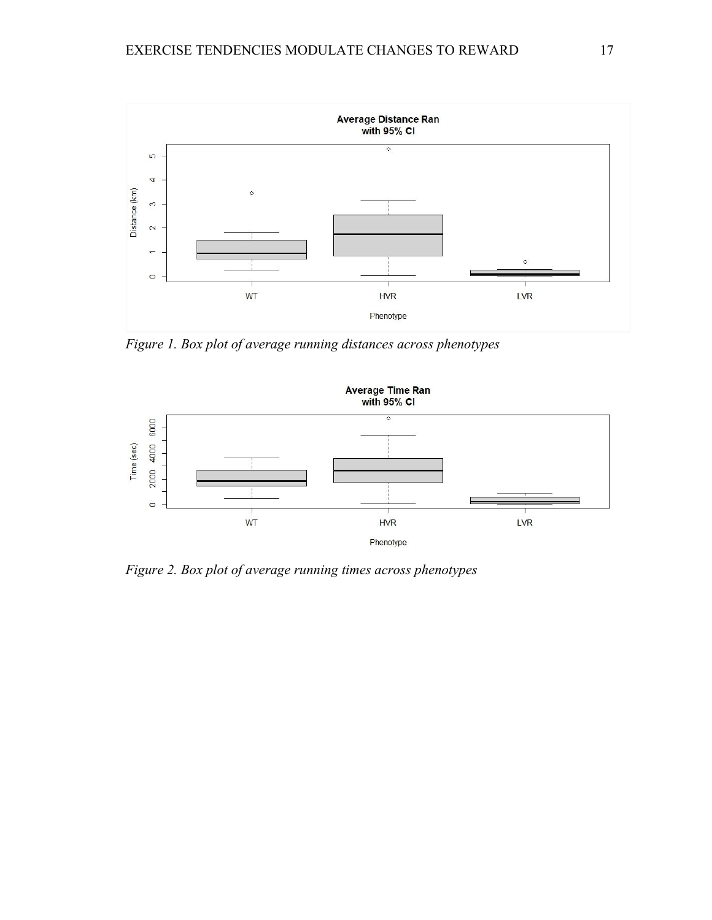*Figure 1. Box plot of average running distances across phenotypes*

*Figure 2. Box plot of average running times across phenotypes*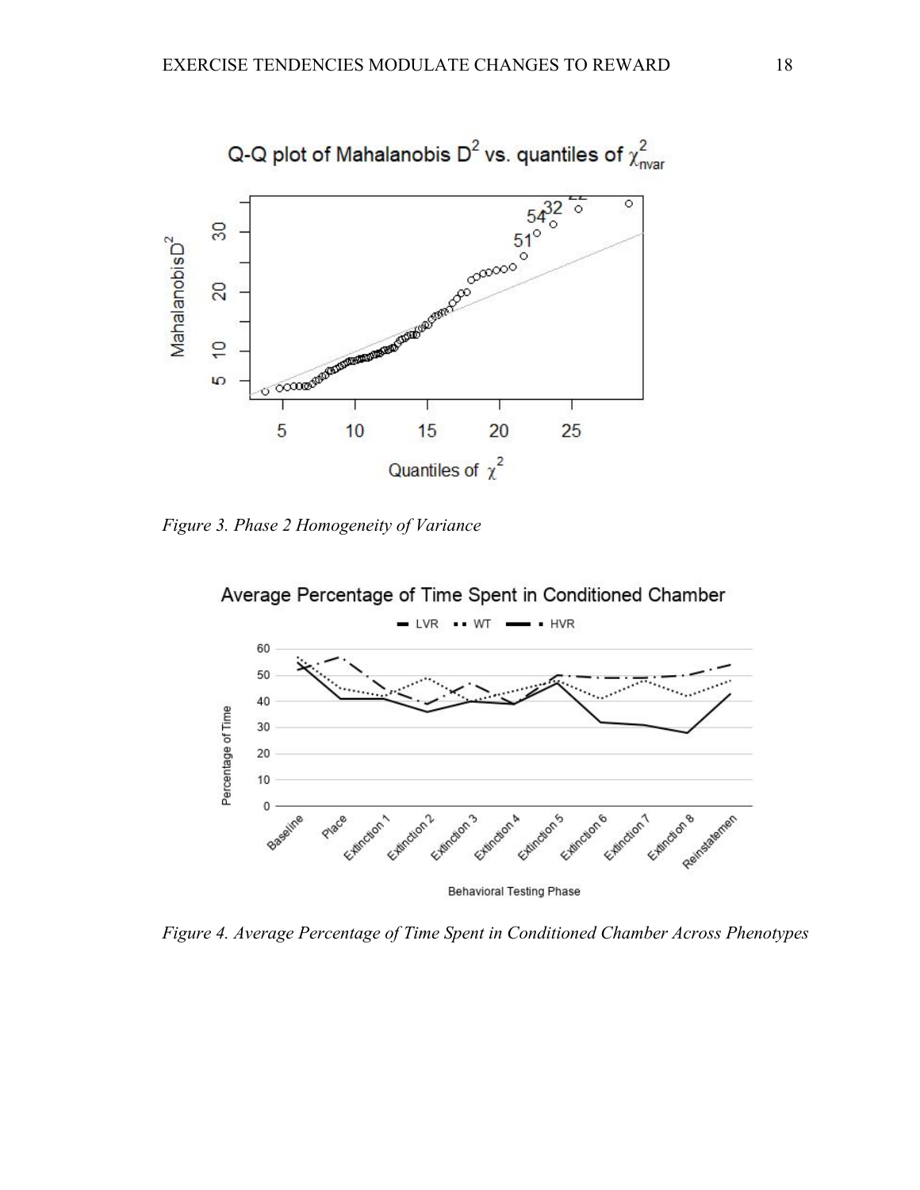*Figure 3. Phase 2 Homogeneity of Variance*

*Figure 4. Average Percentage of Time Spent in Conditioned Chamber Across Phenotypes*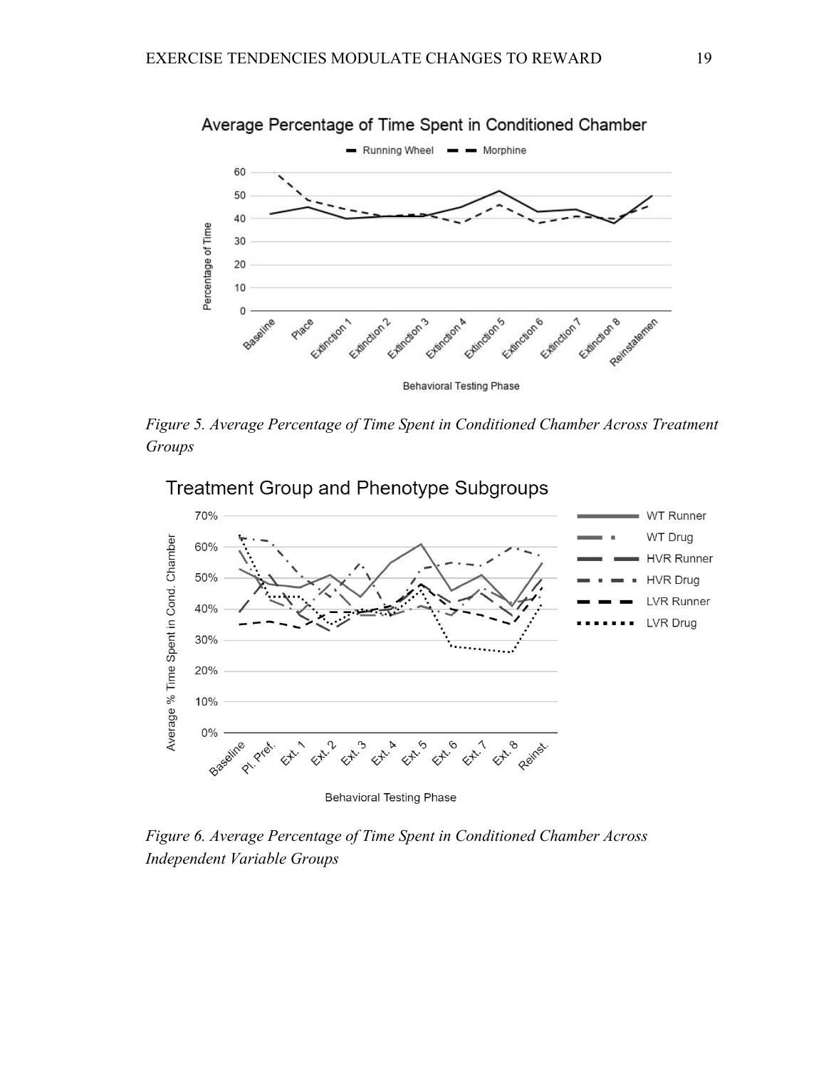Average Percentage of Time Spent in Conditioned Chamber

Running Wheel
Morphine

60
50
40
30
20
10
0

Percentage of Time

Baseline
Place
Extinction 1
Extinction 2
Extinction 3
Extinction 4
Extinction 5
Extinction 6
Extinction 7
Extinction 8
Reinstatemen

Behavioral Testing Phase

*Figure 5. Average Percentage of Time Spent in Conditioned Chamber Across Treatment Groups*

Treatment Group and Phenotype Subgroups

WT Runner
WT Drug
HVR Runner
HVR Drug
LVR Runner
LVR Drug

70%
60%
50%
40%
30%
20%
10%
0%

Average % Time Spent in Cond. Chamber

Baseline
Pl. Pref.
Ext. 1
Ext. 2
Ext. 3
Ext. 4
Ext. 5
Ext. 6
Ext. 7
Ext. 8
Reinst.

Behavioral Testing Phase

*Figure 6. Average Percentage of Time Spent in Conditioned Chamber Across Independent Variable Groups*